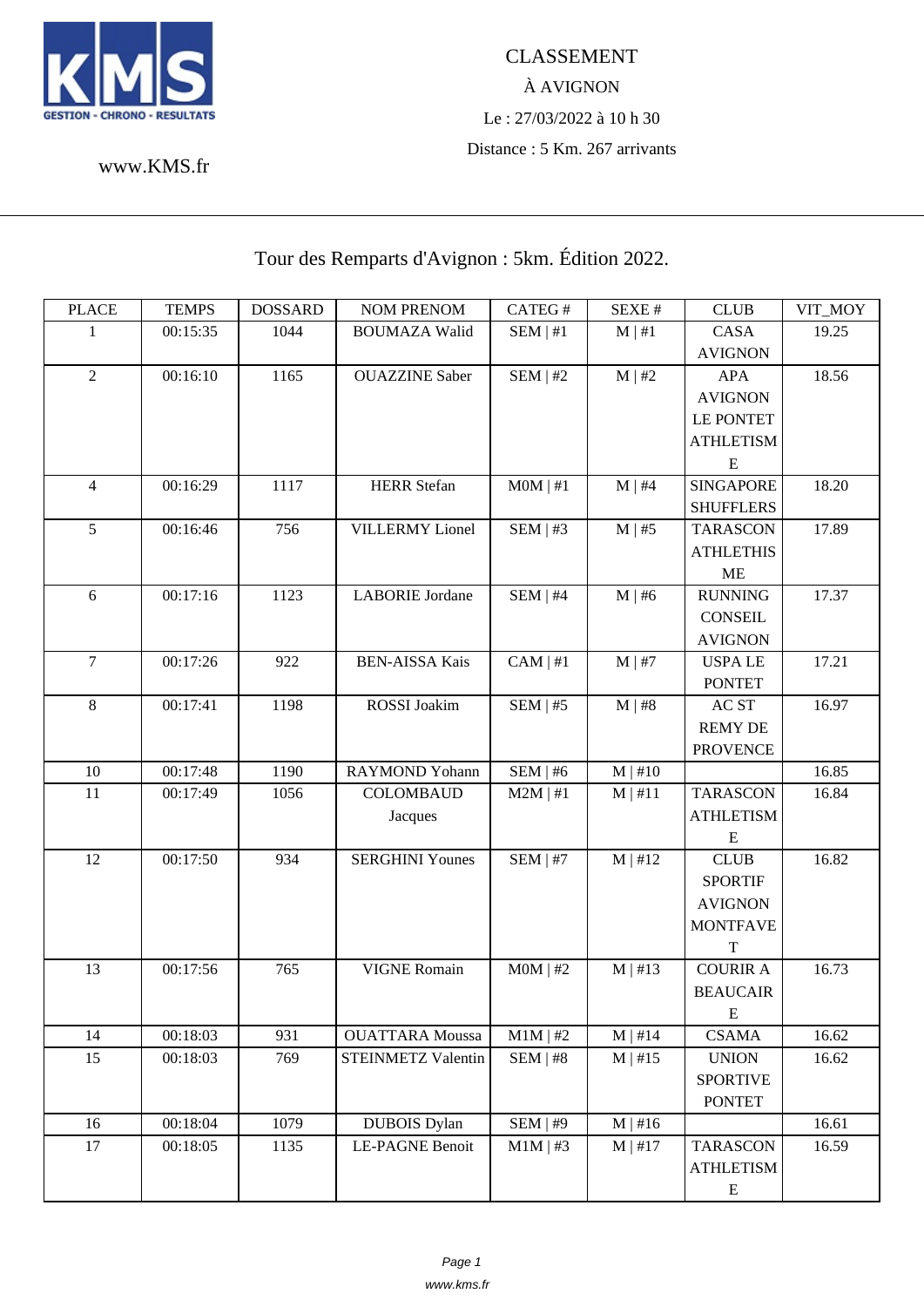KMS
GESTION - CHRONO - RESULTATS

www.KMS.fr

CLASSEMENT

À AVIGNON

Le : 27/03/2022 à 10 h 30

Distance : 5 Km. 267 arrivants

# Tour des Remparts d'Avignon : 5km. Édition 2022.

| PLACE | TEMPS | DOSSARD | NOM PRENOM | CATEG # | SEXE # | CLUB | VIT_MOY |
|---|---|---|---|---|---|---|---|
| 1 | 00:15:35 | 1044 | BOUMAZA Walid | SEM \| #1 | M \| #1 | CASA AVIGNON | 19.25 |
| 2 | 00:16:10 | 1165 | OUAZZINE Saber | SEM \| #2 | M \| #2 | APA AVIGNON LE PONTET ATHLETISME | 18.56 |
| 4 | 00:16:29 | 1117 | HERR Stefan | M0M \| #1 | M \| #4 | SINGAPORE SHUFFLERS | 18.20 |
| 5 | 00:16:46 | 756 | VILLERMY Lionel | SEM \| #3 | M \| #5 | TARASCON ATHLETHISME | 17.89 |
| 6 | 00:17:16 | 1123 | LABORIE Jordane | SEM \| #4 | M \| #6 | RUNNING CONSEIL AVIGNON | 17.37 |
| 7 | 00:17:26 | 922 | BEN-AISSA Kais | CAM \| #1 | M \| #7 | USPA LE PONTET | 17.21 |
| 8 | 00:17:41 | 1198 | ROSSI Joakim | SEM \| #5 | M \| #8 | AC ST REMY DE PROVENCE | 16.97 |
| 10 | 00:17:48 | 1190 | RAYMOND Yohann | SEM \| #6 | M \| #10 | | 16.85 |
| 11 | 00:17:49 | 1056 | COLOMBAUD Jacques | M2M \| #1 | M \| #11 | TARASCON ATHLETISME | 16.84 |
| 12 | 00:17:50 | 934 | SERGHINI Younes | SEM \| #7 | M \| #12 | CLUB SPORTIF AVIGNON MONTFAVET | 16.82 |
| 13 | 00:17:56 | 765 | VIGNE Romain | M0M \| #2 | M \| #13 | COURIR A BEAUCAIRE | 16.73 |
| 14 | 00:18:03 | 931 | OUATTARA Moussa | M1M \| #2 | M \| #14 | CSAMA | 16.62 |
| 15 | 00:18:03 | 769 | STEINMETZ Valentin | SEM \| #8 | M \| #15 | UNION SPORTIVE PONTET | 16.62 |
| 16 | 00:18:04 | 1079 | DUBOIS Dylan | SEM \| #9 | M \| #16 | | 16.61 |
| 17 | 00:18:05 | 1135 | LE-PAGNE Benoit | M1M \| #3 | M \| #17 | TARASCON ATHLETISME | 16.59 |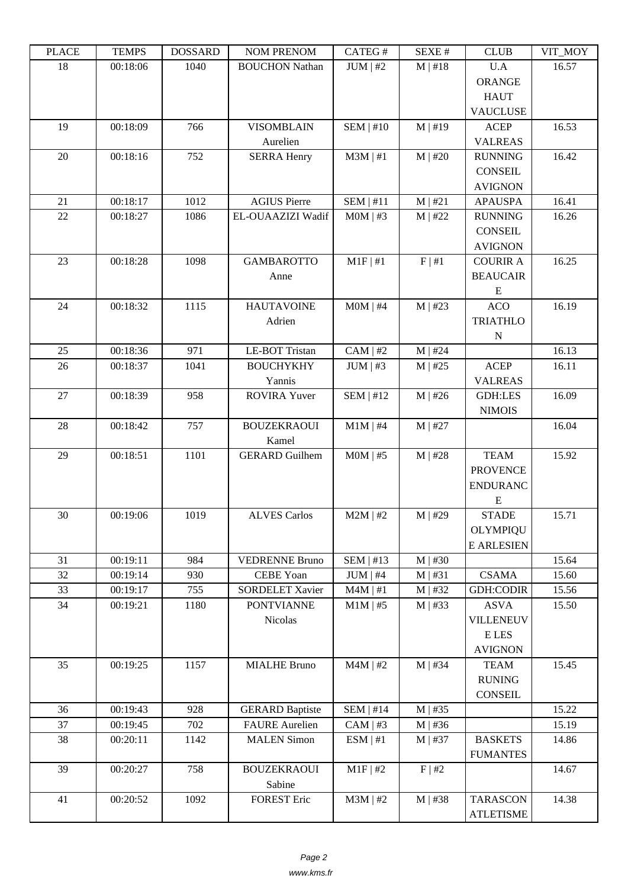| PLACE | TEMPS | DOSSARD | NOM PRENOM | CATEG # | SEXE # | CLUB | VIT_MOY |
|---|---|---|---|---|---|---|---|
| 18 | 00:18:06 | 1040 | BOUCHON Nathan | JUM \| #2 | M \| #18 | U.A ORANGE HAUT VAUCLUSE | 16.57 |
| 19 | 00:18:09 | 766 | VISOMBLAIN Aurelien | SEM \| #10 | M \| #19 | ACEP VALREAS | 16.53 |
| 20 | 00:18:16 | 752 | SERRA Henry | M3M \| #1 | M \| #20 | RUNNING CONSEIL AVIGNON | 16.42 |
| 21 | 00:18:17 | 1012 | AGIUS Pierre | SEM \| #11 | M \| #21 | APAUSPA | 16.41 |
| 22 | 00:18:27 | 1086 | EL-OUAAZIZI Wadif | M0M \| #3 | M \| #22 | RUNNING CONSEIL AVIGNON | 16.26 |
| 23 | 00:18:28 | 1098 | GAMBAROTTO Anne | M1F \| #1 | F \| #1 | COURIR A BEAUCAIRE | 16.25 |
| 24 | 00:18:32 | 1115 | HAUTAVOINE Adrien | M0M \| #4 | M \| #23 | ACO TRIATHLON | 16.19 |
| 25 | 00:18:36 | 971 | LE-BOT Tristan | CAM \| #2 | M \| #24 | | 16.13 |
| 26 | 00:18:37 | 1041 | BOUCHYKHY Yannis | JUM \| #3 | M \| #25 | ACEP VALREAS | 16.11 |
| 27 | 00:18:39 | 958 | ROVIRA Yuver | SEM \| #12 | M \| #26 | GDH:LES NIMOIS | 16.09 |
| 28 | 00:18:42 | 757 | BOUZEKRAOUI Kamel | M1M \| #4 | M \| #27 | | 16.04 |
| 29 | 00:18:51 | 1101 | GERARD Guilhem | M0M \| #5 | M \| #28 | TEAM PROVENCE ENDURANCE | 15.92 |
| 30 | 00:19:06 | 1019 | ALVES Carlos | M2M \| #2 | M \| #29 | STADE OLYMPIQUE ARLESIEN | 15.71 |
| 31 | 00:19:11 | 984 | VEDRENNE Bruno | SEM \| #13 | M \| #30 | | 15.64 |
| 32 | 00:19:14 | 930 | CEBE Yoan | JUM \| #4 | M \| #31 | CSAMA | 15.60 |
| 33 | 00:19:17 | 755 | SORDELET Xavier | M4M \| #1 | M \| #32 | GDH:CODIR | 15.56 |
| 34 | 00:19:21 | 1180 | PONTVIANNE Nicolas | M1M \| #5 | M \| #33 | ASVA VILLENEUVE LES AVIGNON | 15.50 |
| 35 | 00:19:25 | 1157 | MIALHE Bruno | M4M \| #2 | M \| #34 | TEAM RUNING CONSEIL | 15.45 |
| 36 | 00:19:43 | 928 | GERARD Baptiste | SEM \| #14 | M \| #35 | | 15.22 |
| 37 | 00:19:45 | 702 | FAURE Aurelien | CAM \| #3 | M \| #36 | | 15.19 |
| 38 | 00:20:11 | 1142 | MALEN Simon | ESM \| #1 | M \| #37 | BASKETS FUMANTES | 14.86 |
| 39 | 00:20:27 | 758 | BOUZEKRAOUI Sabine | M1F \| #2 | F \| #2 | | 14.67 |
| 41 | 00:20:52 | 1092 | FOREST Eric | M3M \| #2 | M \| #38 | TARASCON ATLETISME | 14.38 |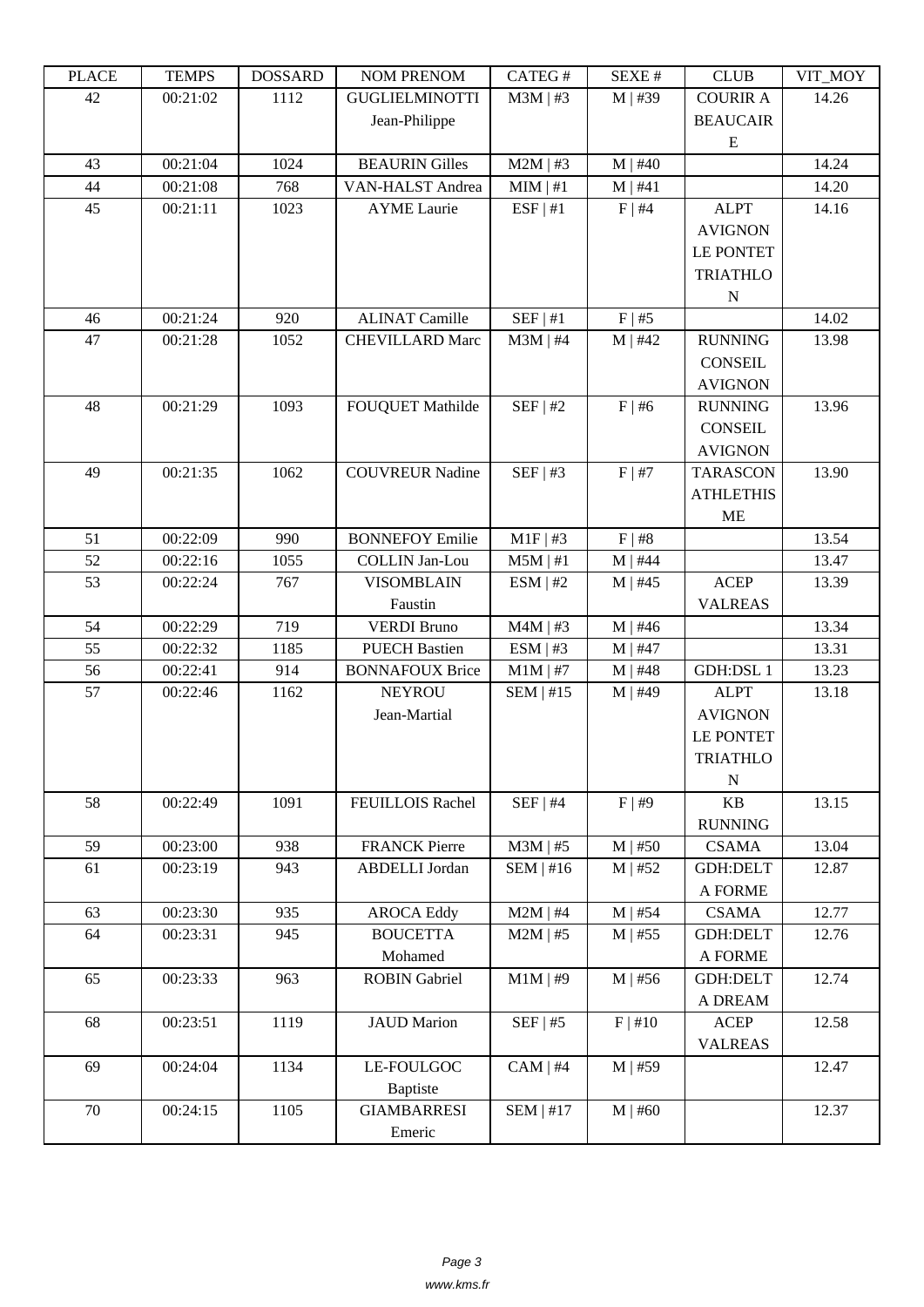| PLACE | TEMPS | DOSSARD | NOM PRENOM | CATEG # | SEXE # | CLUB | VIT_MOY |
|---|---|---|---|---|---|---|---|
| 42 | 00:21:02 | 1112 | GUGLIELMINOTTI Jean-Philippe | M3M \| #3 | M \| #39 | COURIR A BEAUCAIRE | 14.26 |
| 43 | 00:21:04 | 1024 | BEAURIN Gilles | M2M \| #3 | M \| #40 | | 14.24 |
| 44 | 00:21:08 | 768 | VAN-HALST Andrea | MIM \| #1 | M \| #41 | | 14.20 |
| 45 | 00:21:11 | 1023 | AYME Laurie | ESF \| #1 | F \| #4 | ALPT AVIGNON LE PONTET TRIATHLON | 14.16 |
| 46 | 00:21:24 | 920 | ALINAT Camille | SEF \| #1 | F \| #5 | | 14.02 |
| 47 | 00:21:28 | 1052 | CHEVILLARD Marc | M3M \| #4 | M \| #42 | RUNNING CONSEIL AVIGNON | 13.98 |
| 48 | 00:21:29 | 1093 | FOUQUET Mathilde | SEF \| #2 | F \| #6 | RUNNING CONSEIL AVIGNON | 13.96 |
| 49 | 00:21:35 | 1062 | COUVREUR Nadine | SEF \| #3 | F \| #7 | TARASCON ATHLETHISME | 13.90 |
| 51 | 00:22:09 | 990 | BONNEFOY Emilie | M1F \| #3 | F \| #8 | | 13.54 |
| 52 | 00:22:16 | 1055 | COLLIN Jan-Lou | M5M \| #1 | M \| #44 | | 13.47 |
| 53 | 00:22:24 | 767 | VISOMBLAIN Faustin | ESM \| #2 | M \| #45 | ACEP VALREAS | 13.39 |
| 54 | 00:22:29 | 719 | VERDI Bruno | M4M \| #3 | M \| #46 | | 13.34 |
| 55 | 00:22:32 | 1185 | PUECH Bastien | ESM \| #3 | M \| #47 | | 13.31 |
| 56 | 00:22:41 | 914 | BONNAFOUX Brice | M1M \| #7 | M \| #48 | GDH:DSL 1 | 13.23 |
| 57 | 00:22:46 | 1162 | NEYROU Jean-Martial | SEM \| #15 | M \| #49 | ALPT AVIGNON LE PONTET TRIATHLON | 13.18 |
| 58 | 00:22:49 | 1091 | FEUILLOIS Rachel | SEF \| #4 | F \| #9 | KB RUNNING | 13.15 |
| 59 | 00:23:00 | 938 | FRANCK Pierre | M3M \| #5 | M \| #50 | CSAMA | 13.04 |
| 61 | 00:23:19 | 943 | ABDELLI Jordan | SEM \| #16 | M \| #52 | GDH:DELTA FORME | 12.87 |
| 63 | 00:23:30 | 935 | AROCA Eddy | M2M \| #4 | M \| #54 | CSAMA | 12.77 |
| 64 | 00:23:31 | 945 | BOUCETTA Mohamed | M2M \| #5 | M \| #55 | GDH:DELTA FORME | 12.76 |
| 65 | 00:23:33 | 963 | ROBIN Gabriel | M1M \| #9 | M \| #56 | GDH:DELTA DREAM | 12.74 |
| 68 | 00:23:51 | 1119 | JAUD Marion | SEF \| #5 | F \| #10 | ACEP VALREAS | 12.58 |
| 69 | 00:24:04 | 1134 | LE-FOULGOC Baptiste | CAM \| #4 | M \| #59 | | 12.47 |
| 70 | 00:24:15 | 1105 | GIAMBARRESI Emeric | SEM \| #17 | M \| #60 | | 12.37 |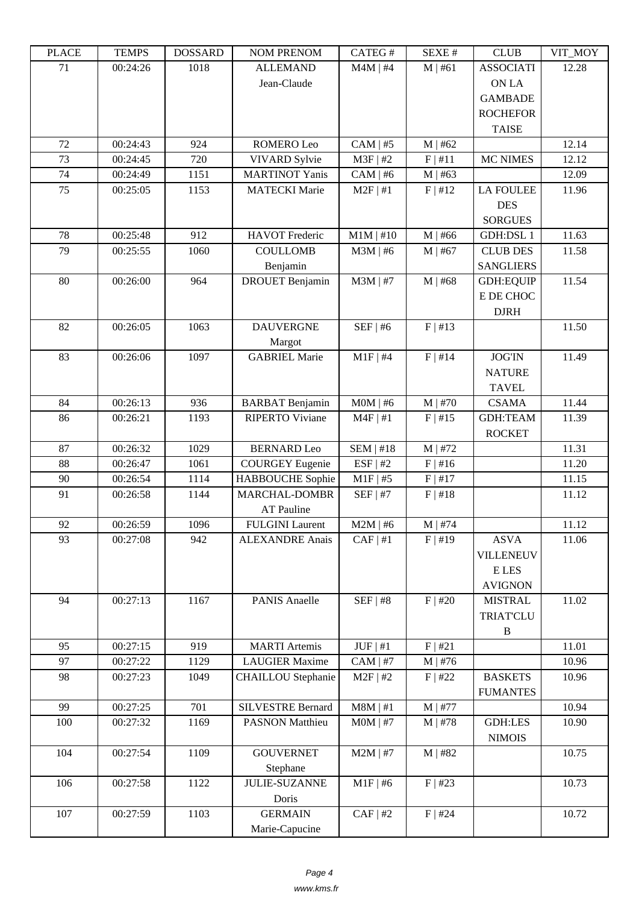| PLACE | TEMPS | DOSSARD | NOM PRENOM | CATEG # | SEXE # | CLUB | VIT_MOY |
|---|---|---|---|---|---|---|---|
| 71 | 00:24:26 | 1018 | ALLEMAND Jean-Claude | M4M \| #4 | M \| #61 | ASSOCIATION LA GAMBADE ROCHEFORTAISE | 12.28 |
| 72 | 00:24:43 | 924 | ROMERO Leo | CAM \| #5 | M \| #62 | | 12.14 |
| 73 | 00:24:45 | 720 | VIVARD Sylvie | M3F \| #2 | F \| #11 | MC NIMES | 12.12 |
| 74 | 00:24:49 | 1151 | MARTINOT Yanis | CAM \| #6 | M \| #63 | | 12.09 |
| 75 | 00:25:05 | 1153 | MATECKI Marie | M2F \| #1 | F \| #12 | LA FOULEE DES SORGUES | 11.96 |
| 78 | 00:25:48 | 912 | HAVOT Frederic | M1M \| #10 | M \| #66 | GDH:DSL 1 | 11.63 |
| 79 | 00:25:55 | 1060 | COULLOMB Benjamin | M3M \| #6 | M \| #67 | CLUB DES SANGLIERS | 11.58 |
| 80 | 00:26:00 | 964 | DROUET Benjamin | M3M \| #7 | M \| #68 | GDH:EQUIPE DE CHOC DJRH | 11.54 |
| 82 | 00:26:05 | 1063 | DAUVERGNE Margot | SEF \| #6 | F \| #13 | | 11.50 |
| 83 | 00:26:06 | 1097 | GABRIEL Marie | M1F \| #4 | F \| #14 | JOG'IN NATURE TAVEL | 11.49 |
| 84 | 00:26:13 | 936 | BARBAT Benjamin | M0M \| #6 | M \| #70 | CSAMA | 11.44 |
| 86 | 00:26:21 | 1193 | RIPERTO Viviane | M4F \| #1 | F \| #15 | GDH:TEAM ROCKET | 11.39 |
| 87 | 00:26:32 | 1029 | BERNARD Leo | SEM \| #18 | M \| #72 | | 11.31 |
| 88 | 00:26:47 | 1061 | COURGEY Eugenie | ESF \| #2 | F \| #16 | | 11.20 |
| 90 | 00:26:54 | 1114 | HABBOUCHE Sophie | M1F \| #5 | F \| #17 | | 11.15 |
| 91 | 00:26:58 | 1144 | MARCHAL-DOMBRAT Pauline | SEF \| #7 | F \| #18 | | 11.12 |
| 92 | 00:26:59 | 1096 | FULGINI Laurent | M2M \| #6 | M \| #74 | | 11.12 |
| 93 | 00:27:08 | 942 | ALEXANDRE Anais | CAF \| #1 | F \| #19 | ASVA VILLENEUVE LES AVIGNON | 11.06 |
| 94 | 00:27:13 | 1167 | PANIS Anaelle | SEF \| #8 | F \| #20 | MISTRAL TRIAT'CLUB | 11.02 |
| 95 | 00:27:15 | 919 | MARTI Artemis | JUF \| #1 | F \| #21 | | 11.01 |
| 97 | 00:27:22 | 1129 | LAUGIER Maxime | CAM \| #7 | M \| #76 | | 10.96 |
| 98 | 00:27:23 | 1049 | CHAILLOU Stephanie | M2F \| #2 | F \| #22 | BASKETS FUMANTES | 10.96 |
| 99 | 00:27:25 | 701 | SILVESTRE Bernard | M8M \| #1 | M \| #77 | | 10.94 |
| 100 | 00:27:32 | 1169 | PASNON Matthieu | M0M \| #7 | M \| #78 | GDH:LES NIMOIS | 10.90 |
| 104 | 00:27:54 | 1109 | GOUVERNET Stephane | M2M \| #7 | M \| #82 | | 10.75 |
| 106 | 00:27:58 | 1122 | JULIE-SUZANNE Doris | M1F \| #6 | F \| #23 | | 10.73 |
| 107 | 00:27:59 | 1103 | GERMAIN Marie-Capucine | CAF \| #2 | F \| #24 | | 10.72 |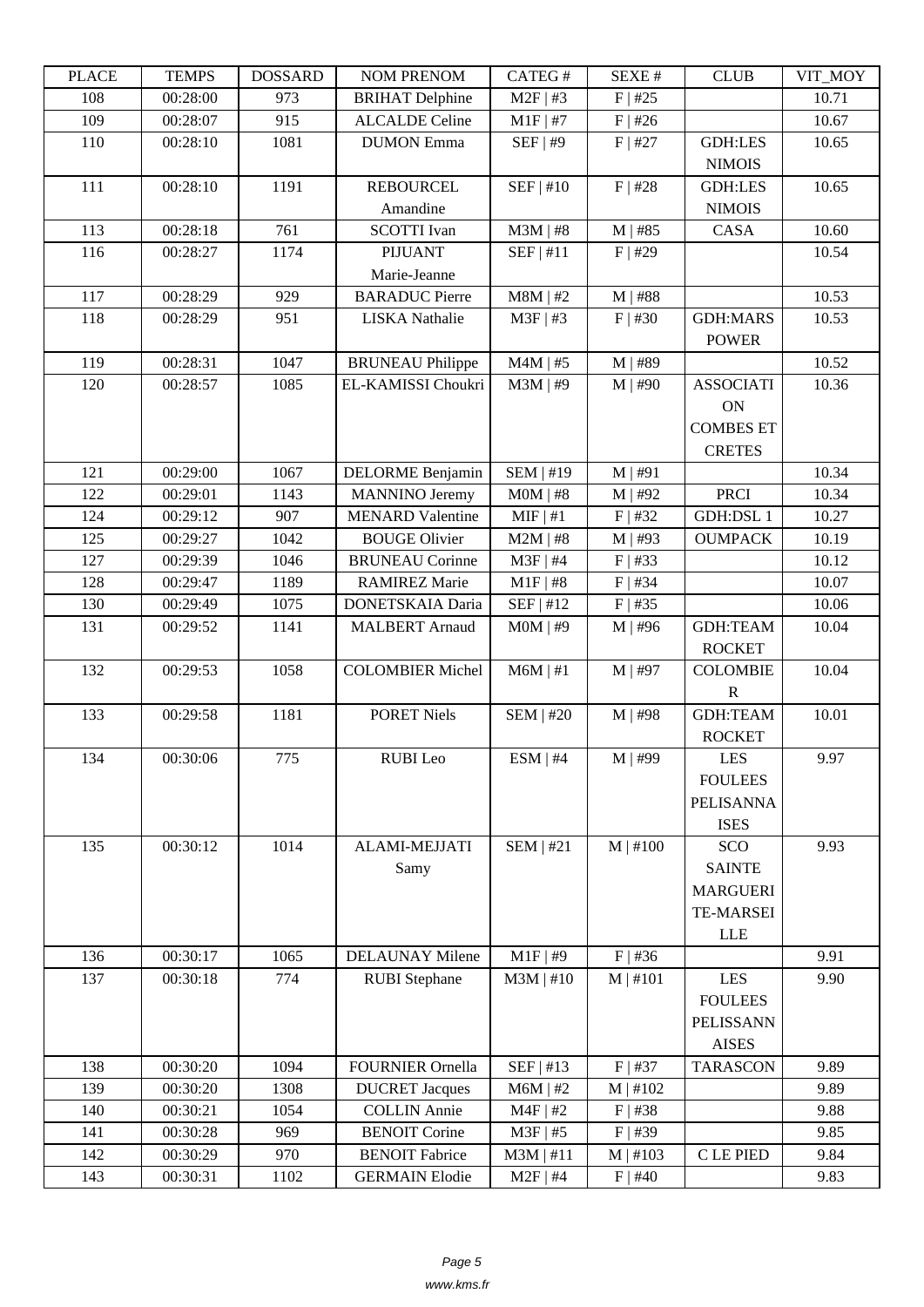| PLACE | TEMPS | DOSSARD | NOM PRENOM | CATEG # | SEXE # | CLUB | VIT_MOY |
|---|---|---|---|---|---|---|---|
| 108 | 00:28:00 | 973 | BRIHAT Delphine | M2F \| #3 | F \| #25 | | 10.71 |
| 109 | 00:28:07 | 915 | ALCALDE Celine | M1F \| #7 | F \| #26 | | 10.67 |
| 110 | 00:28:10 | 1081 | DUMON Emma | SEF \| #9 | F \| #27 | GDH:LES NIMOIS | 10.65 |
| 111 | 00:28:10 | 1191 | REBOURCEL Amandine | SEF \| #10 | F \| #28 | GDH:LES NIMOIS | 10.65 |
| 113 | 00:28:18 | 761 | SCOTTI Ivan | M3M \| #8 | M \| #85 | CASA | 10.60 |
| 116 | 00:28:27 | 1174 | PIJUANT Marie-Jeanne | SEF \| #11 | F \| #29 | | 10.54 |
| 117 | 00:28:29 | 929 | BARADUC Pierre | M8M \| #2 | M \| #88 | | 10.53 |
| 118 | 00:28:29 | 951 | LISKA Nathalie | M3F \| #3 | F \| #30 | GDH:MARS POWER | 10.53 |
| 119 | 00:28:31 | 1047 | BRUNEAU Philippe | M4M \| #5 | M \| #89 | | 10.52 |
| 120 | 00:28:57 | 1085 | EL-KAMISSI Choukri | M3M \| #9 | M \| #90 | ASSOCIATION COMBES ET CRETES | 10.36 |
| 121 | 00:29:00 | 1067 | DELORME Benjamin | SEM \| #19 | M \| #91 | | 10.34 |
| 122 | 00:29:01 | 1143 | MANNINO Jeremy | M0M \| #8 | M \| #92 | PRCI | 10.34 |
| 124 | 00:29:12 | 907 | MENARD Valentine | MIF \| #1 | F \| #32 | GDH:DSL 1 | 10.27 |
| 125 | 00:29:27 | 1042 | BOUGE Olivier | M2M \| #8 | M \| #93 | OUMPACK | 10.19 |
| 127 | 00:29:39 | 1046 | BRUNEAU Corinne | M3F \| #4 | F \| #33 | | 10.12 |
| 128 | 00:29:47 | 1189 | RAMIREZ Marie | M1F \| #8 | F \| #34 | | 10.07 |
| 130 | 00:29:49 | 1075 | DONETSKAIA Daria | SEF \| #12 | F \| #35 | | 10.06 |
| 131 | 00:29:52 | 1141 | MALBERT Arnaud | M0M \| #9 | M \| #96 | GDH:TEAM ROCKET | 10.04 |
| 132 | 00:29:53 | 1058 | COLOMBIER Michel | M6M \| #1 | M \| #97 | COLOMBIER | 10.04 |
| 133 | 00:29:58 | 1181 | PORET Niels | SEM \| #20 | M \| #98 | GDH:TEAM ROCKET | 10.01 |
| 134 | 00:30:06 | 775 | RUBI Leo | ESM \| #4 | M \| #99 | LES FOULEES PELISANNAISES | 9.97 |
| 135 | 00:30:12 | 1014 | ALAMI-MEJJATI Samy | SEM \| #21 | M \| #100 | SCO SAINTE MARGUERITE-MARSEILLE | 9.93 |
| 136 | 00:30:17 | 1065 | DELAUNAY Milene | M1F \| #9 | F \| #36 | | 9.91 |
| 137 | 00:30:18 | 774 | RUBI Stephane | M3M \| #10 | M \| #101 | LES FOULEES PELISSANNAISES | 9.90 |
| 138 | 00:30:20 | 1094 | FOURNIER Ornella | SEF \| #13 | F \| #37 | TARASCON | 9.89 |
| 139 | 00:30:20 | 1308 | DUCRET Jacques | M6M \| #2 | M \| #102 | | 9.89 |
| 140 | 00:30:21 | 1054 | COLLIN Annie | M4F \| #2 | F \| #38 | | 9.88 |
| 141 | 00:30:28 | 969 | BENOIT Corine | M3F \| #5 | F \| #39 | | 9.85 |
| 142 | 00:30:29 | 970 | BENOIT Fabrice | M3M \| #11 | M \| #103 | C LE PIED | 9.84 |
| 143 | 00:30:31 | 1102 | GERMAIN Elodie | M2F \| #4 | F \| #40 | | 9.83 |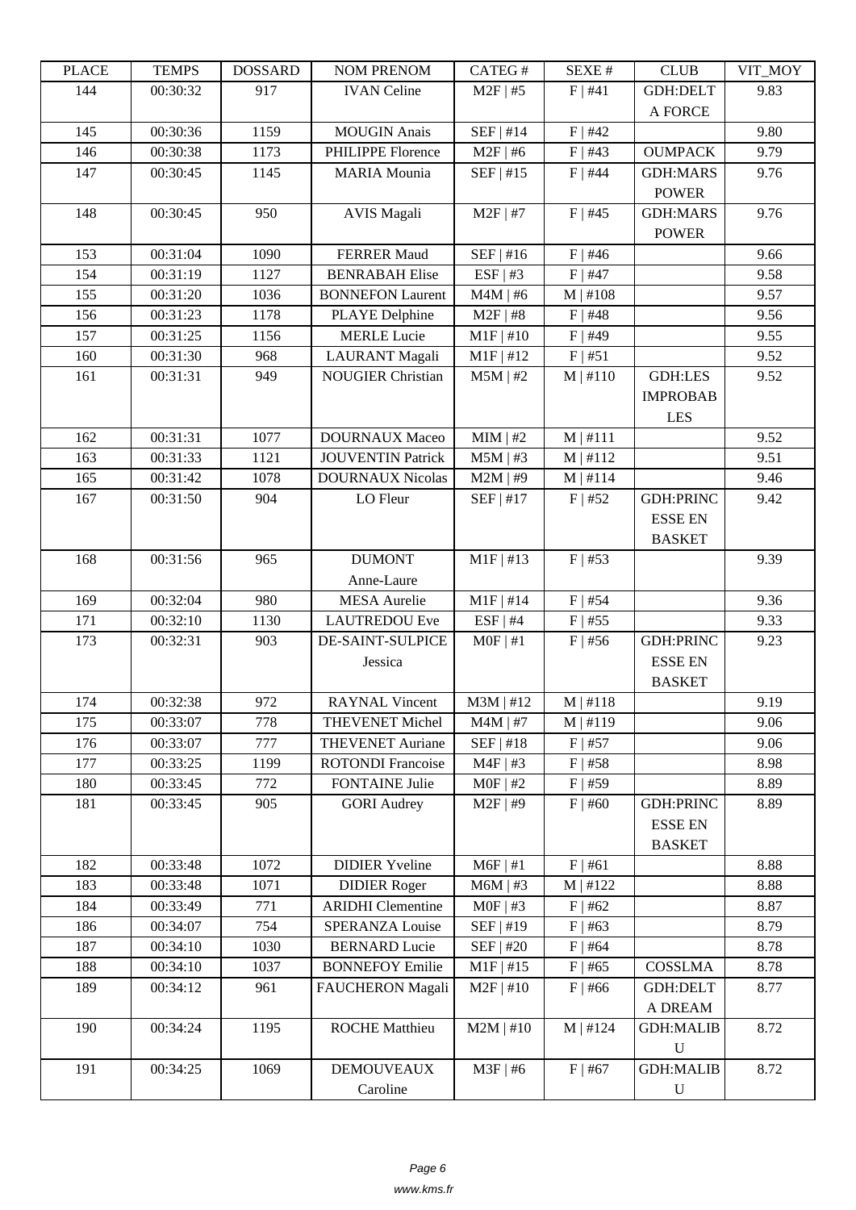| PLACE | TEMPS | DOSSARD | NOM PRENOM | CATEG # | SEXE # | CLUB | VIT_MOY |
|---|---|---|---|---|---|---|---|
| 144 | 00:30:32 | 917 | IVAN Celine | M2F \| #5 | F \| #41 | GDH:DELTA FORCE | 9.83 |
| 145 | 00:30:36 | 1159 | MOUGIN Anais | SEF \| #14 | F \| #42 | | 9.80 |
| 146 | 00:30:38 | 1173 | PHILIPPE Florence | M2F \| #6 | F \| #43 | OUMPACK | 9.79 |
| 147 | 00:30:45 | 1145 | MARIA Mounia | SEF \| #15 | F \| #44 | GDH:MARS POWER | 9.76 |
| 148 | 00:30:45 | 950 | AVIS Magali | M2F \| #7 | F \| #45 | GDH:MARS POWER | 9.76 |
| 153 | 00:31:04 | 1090 | FERRER Maud | SEF \| #16 | F \| #46 | | 9.66 |
| 154 | 00:31:19 | 1127 | BENRABAH Elise | ESF \| #3 | F \| #47 | | 9.58 |
| 155 | 00:31:20 | 1036 | BONNEFON Laurent | M4M \| #6 | M \| #108 | | 9.57 |
| 156 | 00:31:23 | 1178 | PLAYE Delphine | M2F \| #8 | F \| #48 | | 9.56 |
| 157 | 00:31:25 | 1156 | MERLE Lucie | M1F \| #10 | F \| #49 | | 9.55 |
| 160 | 00:31:30 | 968 | LAURANT Magali | M1F \| #12 | F \| #51 | | 9.52 |
| 161 | 00:31:31 | 949 | NOUGIER Christian | M5M \| #2 | M \| #110 | GDH:LES IMPROBABLES | 9.52 |
| 162 | 00:31:31 | 1077 | DOURNAUX Maceo | MIM \| #2 | M \| #111 | | 9.52 |
| 163 | 00:31:33 | 1121 | JOUVENTIN Patrick | M5M \| #3 | M \| #112 | | 9.51 |
| 165 | 00:31:42 | 1078 | DOURNAUX Nicolas | M2M \| #9 | M \| #114 | | 9.46 |
| 167 | 00:31:50 | 904 | LO Fleur | SEF \| #17 | F \| #52 | GDH:PRINCESSE EN BASKET | 9.42 |
| 168 | 00:31:56 | 965 | DUMONT Anne-Laure | M1F \| #13 | F \| #53 | | 9.39 |
| 169 | 00:32:04 | 980 | MESA Aurelie | M1F \| #14 | F \| #54 | | 9.36 |
| 171 | 00:32:10 | 1130 | LAUTREDOU Eve | ESF \| #4 | F \| #55 | | 9.33 |
| 173 | 00:32:31 | 903 | DE-SAINT-SULPICE Jessica | M0F \| #1 | F \| #56 | GDH:PRINCESSE EN BASKET | 9.23 |
| 174 | 00:32:38 | 972 | RAYNAL Vincent | M3M \| #12 | M \| #118 | | 9.19 |
| 175 | 00:33:07 | 778 | THEVENET Michel | M4M \| #7 | M \| #119 | | 9.06 |
| 176 | 00:33:07 | 777 | THEVENET Auriane | SEF \| #18 | F \| #57 | | 9.06 |
| 177 | 00:33:25 | 1199 | ROTONDI Francoise | M4F \| #3 | F \| #58 | | 8.98 |
| 180 | 00:33:45 | 772 | FONTAINE Julie | M0F \| #2 | F \| #59 | | 8.89 |
| 181 | 00:33:45 | 905 | GORI Audrey | M2F \| #9 | F \| #60 | GDH:PRINCESSE EN BASKET | 8.89 |
| 182 | 00:33:48 | 1072 | DIDIER Yveline | M6F \| #1 | F \| #61 | | 8.88 |
| 183 | 00:33:48 | 1071 | DIDIER Roger | M6M \| #3 | M \| #122 | | 8.88 |
| 184 | 00:33:49 | 771 | ARIDHI Clementine | M0F \| #3 | F \| #62 | | 8.87 |
| 186 | 00:34:07 | 754 | SPERANZA Louise | SEF \| #19 | F \| #63 | | 8.79 |
| 187 | 00:34:10 | 1030 | BERNARD Lucie | SEF \| #20 | F \| #64 | | 8.78 |
| 188 | 00:34:10 | 1037 | BONNEFOY Emilie | M1F \| #15 | F \| #65 | COSSLMA | 8.78 |
| 189 | 00:34:12 | 961 | FAUCHERON Magali | M2F \| #10 | F \| #66 | GDH:DELTA DREAM | 8.77 |
| 190 | 00:34:24 | 1195 | ROCHE Matthieu | M2M \| #10 | M \| #124 | GDH:MALIBU | 8.72 |
| 191 | 00:34:25 | 1069 | DEMOUVEAUX Caroline | M3F \| #6 | F \| #67 | GDH:MALIBU | 8.72 |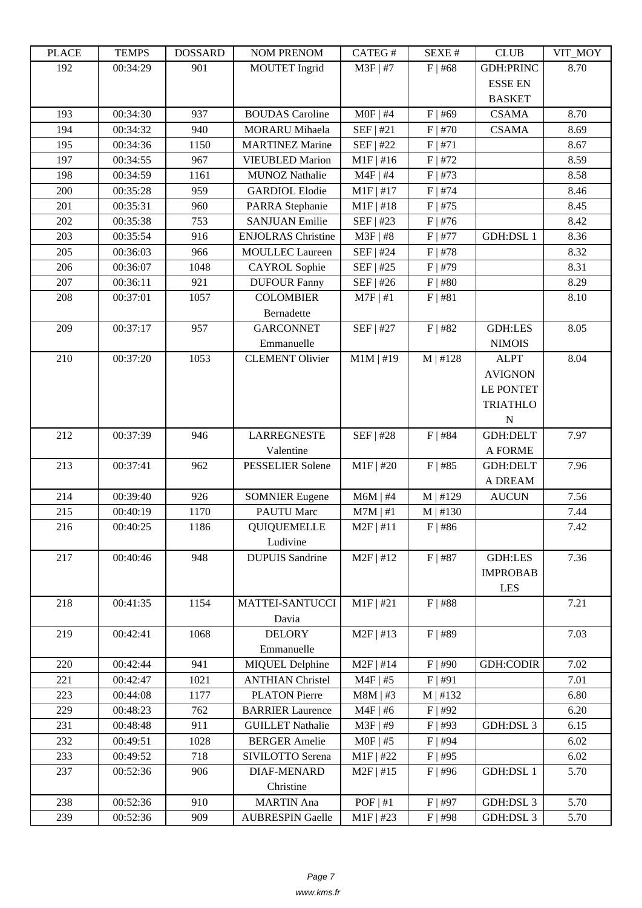| PLACE | TEMPS | DOSSARD | NOM PRENOM | CATEG # | SEXE # | CLUB | VIT_MOY |
|---|---|---|---|---|---|---|---|
| 192 | 00:34:29 | 901 | MOUTET Ingrid | M3F \| #7 | F \| #68 | GDH:PRINCESSE EN BASKET | 8.70 |
| 193 | 00:34:30 | 937 | BOUDAS Caroline | M0F \| #4 | F \| #69 | CSAMA | 8.70 |
| 194 | 00:34:32 | 940 | MORARU Mihaela | SEF \| #21 | F \| #70 | CSAMA | 8.69 |
| 195 | 00:34:36 | 1150 | MARTINEZ Marine | SEF \| #22 | F \| #71 | | 8.67 |
| 197 | 00:34:55 | 967 | VIEUBLED Marion | M1F \| #16 | F \| #72 | | 8.59 |
| 198 | 00:34:59 | 1161 | MUNOZ Nathalie | M4F \| #4 | F \| #73 | | 8.58 |
| 200 | 00:35:28 | 959 | GARDIOL Elodie | M1F \| #17 | F \| #74 | | 8.46 |
| 201 | 00:35:31 | 960 | PARRA Stephanie | M1F \| #18 | F \| #75 | | 8.45 |
| 202 | 00:35:38 | 753 | SANJUAN Emilie | SEF \| #23 | F \| #76 | | 8.42 |
| 203 | 00:35:54 | 916 | ENJOLRAS Christine | M3F \| #8 | F \| #77 | GDH:DSL 1 | 8.36 |
| 205 | 00:36:03 | 966 | MOULLEC Laureen | SEF \| #24 | F \| #78 | | 8.32 |
| 206 | 00:36:07 | 1048 | CAYROL Sophie | SEF \| #25 | F \| #79 | | 8.31 |
| 207 | 00:36:11 | 921 | DUFOUR Fanny | SEF \| #26 | F \| #80 | | 8.29 |
| 208 | 00:37:01 | 1057 | COLOMBIER Bernadette | M7F \| #1 | F \| #81 | | 8.10 |
| 209 | 00:37:17 | 957 | GARCONNET Emmanuelle | SEF \| #27 | F \| #82 | GDH:LES NIMOIS | 8.05 |
| 210 | 00:37:20 | 1053 | CLEMENT Olivier | M1M \| #19 | M \| #128 | ALPT AVIGNON LE PONTET TRIATHLON | 8.04 |
| 212 | 00:37:39 | 946 | LARREGNESTE Valentine | SEF \| #28 | F \| #84 | GDH:DELTA FORME | 7.97 |
| 213 | 00:37:41 | 962 | PESSELIER Solene | M1F \| #20 | F \| #85 | GDH:DELTA DREAM | 7.96 |
| 214 | 00:39:40 | 926 | SOMNIER Eugene | M6M \| #4 | M \| #129 | AUCUN | 7.56 |
| 215 | 00:40:19 | 1170 | PAUTU Marc | M7M \| #1 | M \| #130 | | 7.44 |
| 216 | 00:40:25 | 1186 | QUIQUEMELLE Ludivine | M2F \| #11 | F \| #86 | | 7.42 |
| 217 | 00:40:46 | 948 | DUPUIS Sandrine | M2F \| #12 | F \| #87 | GDH:LES IMPROBABLES | 7.36 |
| 218 | 00:41:35 | 1154 | MATTEI-SANTUCCI Davia | M1F \| #21 | F \| #88 | | 7.21 |
| 219 | 00:42:41 | 1068 | DELORY Emmanuelle | M2F \| #13 | F \| #89 | | 7.03 |
| 220 | 00:42:44 | 941 | MIQUEL Delphine | M2F \| #14 | F \| #90 | GDH:CODIR | 7.02 |
| 221 | 00:42:47 | 1021 | ANTHIAN Christel | M4F \| #5 | F \| #91 | | 7.01 |
| 223 | 00:44:08 | 1177 | PLATON Pierre | M8M \| #3 | M \| #132 | | 6.80 |
| 229 | 00:48:23 | 762 | BARRIER Laurence | M4F \| #6 | F \| #92 | | 6.20 |
| 231 | 00:48:48 | 911 | GUILLET Nathalie | M3F \| #9 | F \| #93 | GDH:DSL 3 | 6.15 |
| 232 | 00:49:51 | 1028 | BERGER Amelie | M0F \| #5 | F \| #94 | | 6.02 |
| 233 | 00:49:52 | 718 | SIVILOTTO Serena | M1F \| #22 | F \| #95 | | 6.02 |
| 237 | 00:52:36 | 906 | DIAF-MENARD Christine | M2F \| #15 | F \| #96 | GDH:DSL 1 | 5.70 |
| 238 | 00:52:36 | 910 | MARTIN Ana | POF \| #1 | F \| #97 | GDH:DSL 3 | 5.70 |
| 239 | 00:52:36 | 909 | AUBRESPIN Gaelle | M1F \| #23 | F \| #98 | GDH:DSL 3 | 5.70 |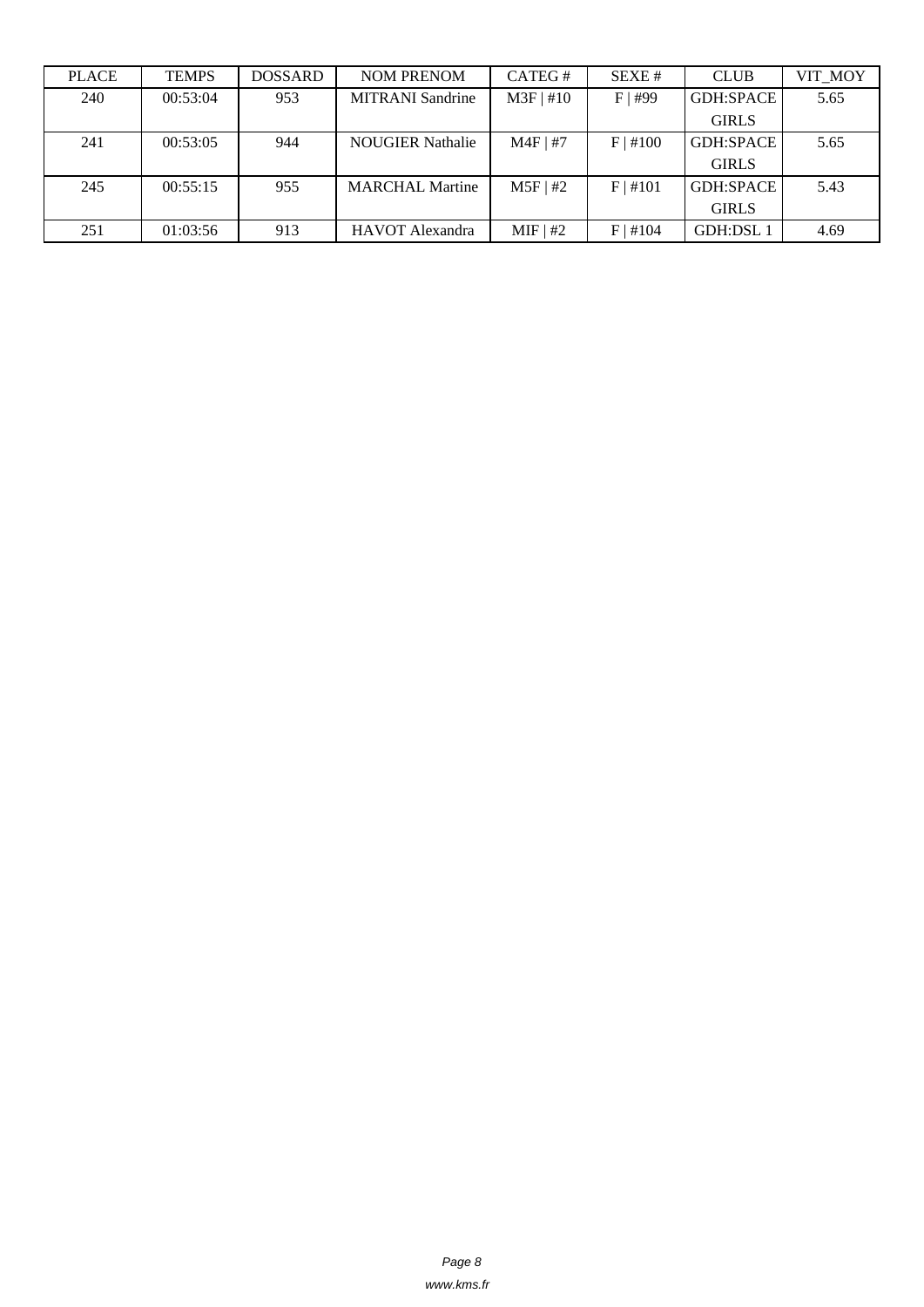| PLACE | TEMPS | DOSSARD | NOM PRENOM | CATEG # | SEXE # | CLUB | VIT_MOY |
|---|---|---|---|---|---|---|---|
| 240 | 00:53:04 | 953 | MITRANI Sandrine | M3F \| #10 | F \| #99 | GDH:SPACE GIRLS | 5.65 |
| 241 | 00:53:05 | 944 | NOUGIER Nathalie | M4F \| #7 | F \| #100 | GDH:SPACE GIRLS | 5.65 |
| 245 | 00:55:15 | 955 | MARCHAL Martine | M5F \| #2 | F \| #101 | GDH:SPACE GIRLS | 5.43 |
| 251 | 01:03:56 | 913 | HAVOT Alexandra | MIF \| #2 | F \| #104 | GDH:DSL 1 | 4.69 |

www.kms.fr